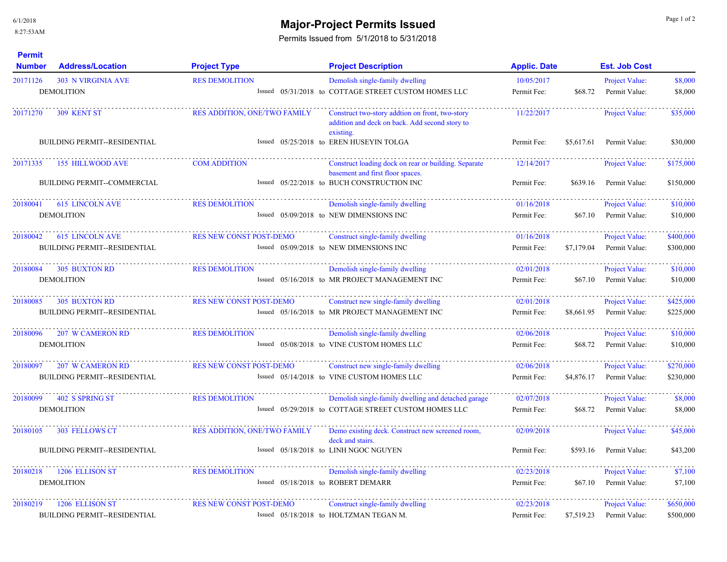# Major-Project Permits Issued

Permits Issued from 5/1/2018 to 5/31/2018

| Permit Number | Address/Location | Project Type | Project Description | Applic. Date | | Est. Job Cost | |
|---|---|---|---|---|---|---|---|
| 20171126 | 303 N VIRGINIA AVE | RES DEMOLITION | Demolish single-family dwelling | 10/05/2017 | | Project Value: | $8,000 |
| | DEMOLITION | Issued 05/31/2018 to | COTTAGE STREET CUSTOM HOMES LLC | Permit Fee: | $68.72 | Permit Value: | $8,000 |
| 20171270 | 309 KENT ST | RES ADDITION, ONE/TWO FAMILY | Construct two-story addtion on front, two-story addition and deck on back. Add second story to existing. | 11/22/2017 | | Project Value: | $35,000 |
| | BUILDING PERMIT--RESIDENTIAL | Issued 05/25/2018 to | EREN HUSEYIN TOLGA | Permit Fee: | $5,617.61 | Permit Value: | $30,000 |
| 20171335 | 155 HILLWOOD AVE | COM ADDITION | Construct loading dock on rear or building. Separate basement and first floor spaces. | 12/14/2017 | | Project Value: | $175,000 |
| | BUILDING PERMIT--COMMERCIAL | Issued 05/22/2018 to | BUCH CONSTRUCTION INC | Permit Fee: | $639.16 | Permit Value: | $150,000 |
| 20180041 | 615 LINCOLN AVE | RES DEMOLITION | Demolish single-family dwelling | 01/16/2018 | | Project Value: | $10,000 |
| | DEMOLITION | Issued 05/09/2018 to | NEW DIMENSIONS INC | Permit Fee: | $67.10 | Permit Value: | $10,000 |
| 20180042 | 615 LINCOLN AVE | RES NEW CONST POST-DEMO | Construct single-family dwelling | 01/16/2018 | | Project Value: | $400,000 |
| | BUILDING PERMIT--RESIDENTIAL | Issued 05/09/2018 to | NEW DIMENSIONS INC | Permit Fee: | $7,179.04 | Permit Value: | $300,000 |
| 20180084 | 305 BUXTON RD | RES DEMOLITION | Demolish single-family dwelling | 02/01/2018 | | Project Value: | $10,000 |
| | DEMOLITION | Issued 05/16/2018 to | MR PROJECT MANAGEMENT INC | Permit Fee: | $67.10 | Permit Value: | $10,000 |
| 20180085 | 305 BUXTON RD | RES NEW CONST POST-DEMO | Construct new single-family dwelling | 02/01/2018 | | Project Value: | $425,000 |
| | BUILDING PERMIT--RESIDENTIAL | Issued 05/16/2018 to | MR PROJECT MANAGEMENT INC | Permit Fee: | $8,661.95 | Permit Value: | $225,000 |
| 20180096 | 207 W CAMERON RD | RES DEMOLITION | Demolish single-family dwelling | 02/06/2018 | | Project Value: | $10,000 |
| | DEMOLITION | Issued 05/08/2018 to | VINE CUSTOM HOMES LLC | Permit Fee: | $68.72 | Permit Value: | $10,000 |
| 20180097 | 207 W CAMERON RD | RES NEW CONST POST-DEMO | Construct new single-family dwelling | 02/06/2018 | | Project Value: | $270,000 |
| | BUILDING PERMIT--RESIDENTIAL | Issued 05/14/2018 to | VINE CUSTOM HOMES LLC | Permit Fee: | $4,876.17 | Permit Value: | $230,000 |
| 20180099 | 402 S SPRING ST | RES DEMOLITION | Demolish single-family dwelling and detached garage | 02/07/2018 | | Project Value: | $8,000 |
| | DEMOLITION | Issued 05/29/2018 to | COTTAGE STREET CUSTOM HOMES LLC | Permit Fee: | $68.72 | Permit Value: | $8,000 |
| 20180105 | 303 FELLOWS CT | RES ADDITION, ONE/TWO FAMILY | Demo existing deck. Construct new screened room, deck and stairs. | 02/09/2018 | | Project Value: | $45,000 |
| | BUILDING PERMIT--RESIDENTIAL | Issued 05/18/2018 to | LINH NGOC NGUYEN | Permit Fee: | $593.16 | Permit Value: | $43,200 |
| 20180218 | 1206 ELLISON ST | RES DEMOLITION | Demolish single-family dwelling | 02/23/2018 | | Project Value: | $7,100 |
| | DEMOLITION | Issued 05/18/2018 to | ROBERT DEMARR | Permit Fee: | $67.10 | Permit Value: | $7,100 |
| 20180219 | 1206 ELLISON ST | RES NEW CONST POST-DEMO | Construct single-family dwelling | 02/23/2018 | | Project Value: | $650,000 |
| | BUILDING PERMIT--RESIDENTIAL | Issued 05/18/2018 to | HOLTZMAN TEGAN M. | Permit Fee: | $7,519.23 | Permit Value: | $500,000 |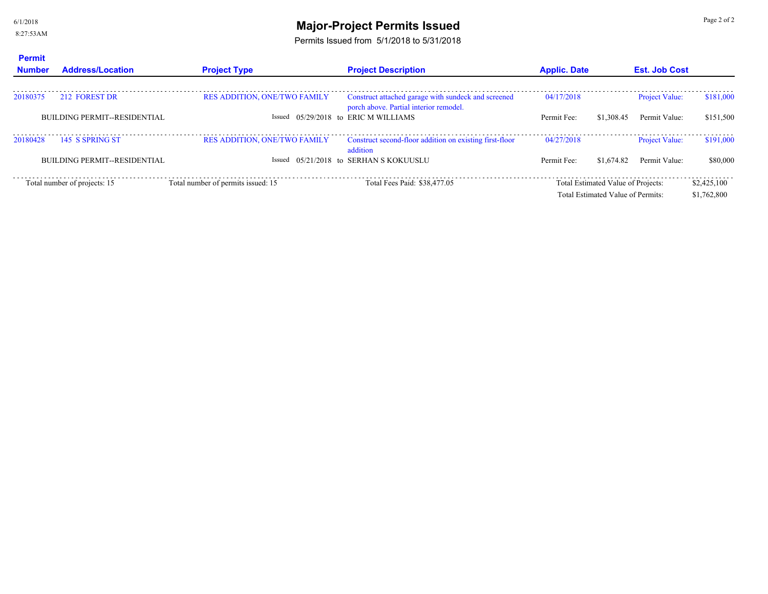# Major-Project Permits Issued

Permits Issued from 5/1/2018 to 5/31/2018

| Permit Number | Address/Location | Project Type | Project Description | Applic. Date | | Est. Job Cost | |
|---|---|---|---|---|---|---|---|
| 20180375 | 212 FOREST DR | RES ADDITION, ONE/TWO FAMILY | Construct attached garage with sundeck and screened porch above. Partial interior remodel. | 04/17/2018 | | Project Value: | $181,000 |
| | BUILDING PERMIT--RESIDENTIAL | Issued 05/29/2018 to | ERIC M WILLIAMS | Permit Fee: | $1,308.45 | Permit Value: | $151,500 |
| 20180428 | 145 S SPRING ST | RES ADDITION, ONE/TWO FAMILY | Construct second-floor addition on existing first-floor addition | 04/27/2018 | | Project Value: | $191,000 |
| | BUILDING PERMIT--RESIDENTIAL | Issued 05/21/2018 to | SERHAN S KOKUUSLU | Permit Fee: | $1,674.82 | Permit Value: | $80,000 |

Total number of projects: 15

Total number of permits issued: 15

Total Fees Paid: $38,477.05

Total Estimated Value of Projects: $2,425,100

Total Estimated Value of Permits: $1,762,800